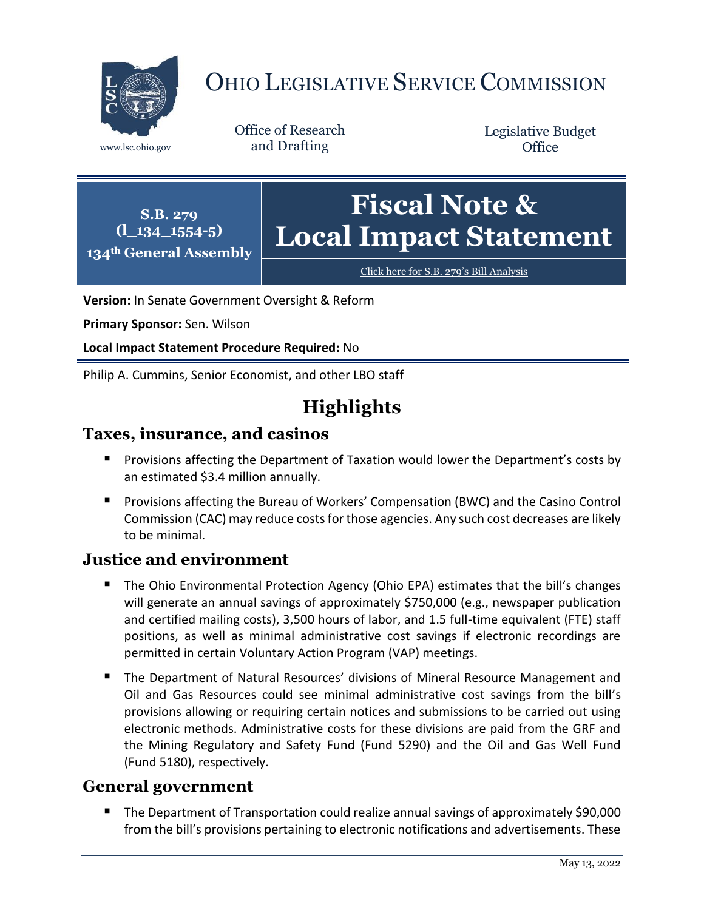# OHIO LEGISLATIVE SERVICE COMMISSION

www.lsc.ohio.gov

Office of Research and Drafting

Legislative Budget Office

**S.B. 279 (l_134_1554-5)**
**134th General Assembly**

# Fiscal Note & Local Impact Statement

Click here for S.B. 279's Bill Analysis

**Version:** In Senate Government Oversight & Reform

**Primary Sponsor:** Sen. Wilson

**Local Impact Statement Procedure Required:** No

Philip A. Cummins, Senior Economist, and other LBO staff

## Highlights

### Taxes, insurance, and casinos

- Provisions affecting the Department of Taxation would lower the Department's costs by an estimated $3.4 million annually.
- Provisions affecting the Bureau of Workers' Compensation (BWC) and the Casino Control Commission (CAC) may reduce costs for those agencies. Any such cost decreases are likely to be minimal.

### Justice and environment

- The Ohio Environmental Protection Agency (Ohio EPA) estimates that the bill's changes will generate an annual savings of approximately $750,000 (e.g., newspaper publication and certified mailing costs), 3,500 hours of labor, and 1.5 full-time equivalent (FTE) staff positions, as well as minimal administrative cost savings if electronic recordings are permitted in certain Voluntary Action Program (VAP) meetings.
- The Department of Natural Resources' divisions of Mineral Resource Management and Oil and Gas Resources could see minimal administrative cost savings from the bill's provisions allowing or requiring certain notices and submissions to be carried out using electronic methods. Administrative costs for these divisions are paid from the GRF and the Mining Regulatory and Safety Fund (Fund 5290) and the Oil and Gas Well Fund (Fund 5180), respectively.

### General government

- The Department of Transportation could realize annual savings of approximately $90,000 from the bill's provisions pertaining to electronic notifications and advertisements. These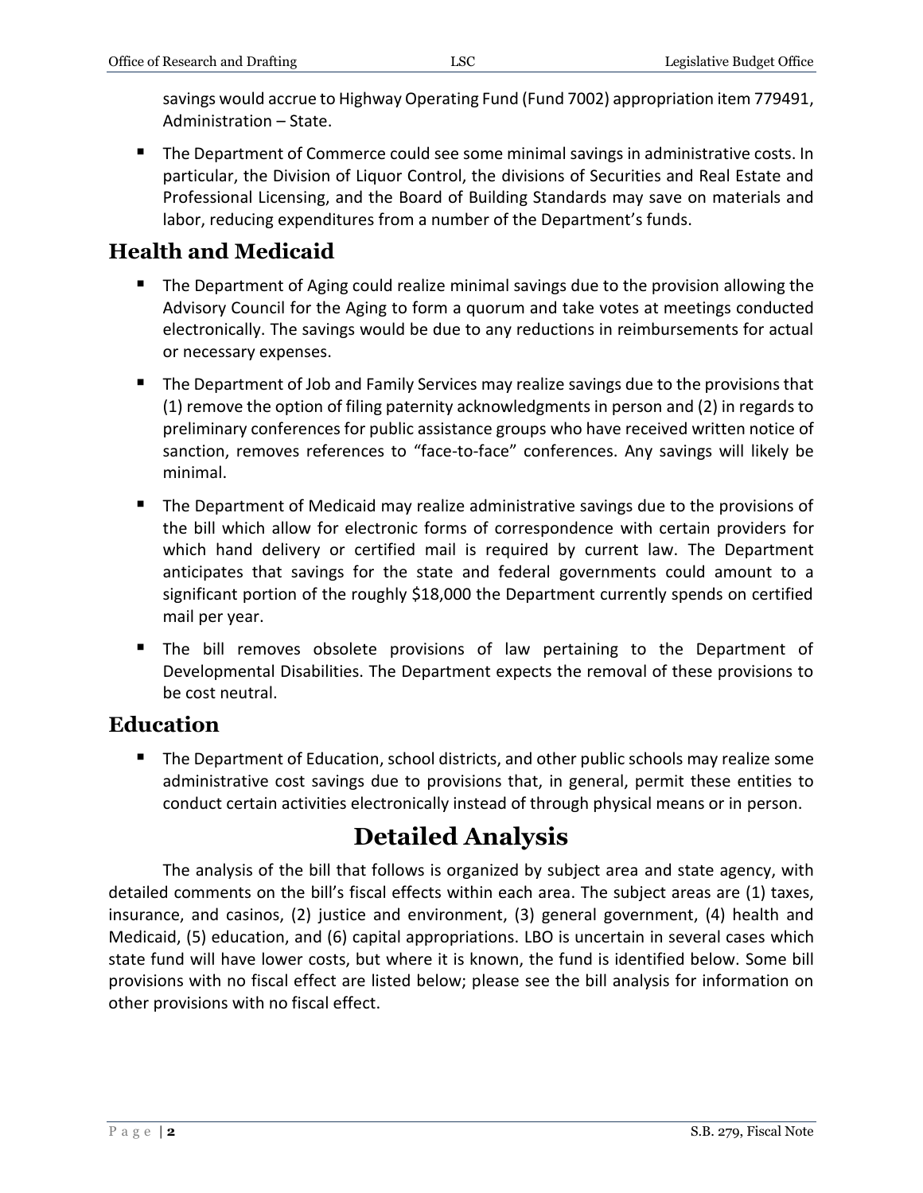savings would accrue to Highway Operating Fund (Fund 7002) appropriation item 779491, Administration – State.

- The Department of Commerce could see some minimal savings in administrative costs. In particular, the Division of Liquor Control, the divisions of Securities and Real Estate and Professional Licensing, and the Board of Building Standards may save on materials and labor, reducing expenditures from a number of the Department's funds.

## Health and Medicaid

- The Department of Aging could realize minimal savings due to the provision allowing the Advisory Council for the Aging to form a quorum and take votes at meetings conducted electronically. The savings would be due to any reductions in reimbursements for actual or necessary expenses.
- The Department of Job and Family Services may realize savings due to the provisions that (1) remove the option of filing paternity acknowledgments in person and (2) in regards to preliminary conferences for public assistance groups who have received written notice of sanction, removes references to "face-to-face" conferences. Any savings will likely be minimal.
- The Department of Medicaid may realize administrative savings due to the provisions of the bill which allow for electronic forms of correspondence with certain providers for which hand delivery or certified mail is required by current law. The Department anticipates that savings for the state and federal governments could amount to a significant portion of the roughly $18,000 the Department currently spends on certified mail per year.
- The bill removes obsolete provisions of law pertaining to the Department of Developmental Disabilities. The Department expects the removal of these provisions to be cost neutral.

## Education

- The Department of Education, school districts, and other public schools may realize some administrative cost savings due to provisions that, in general, permit these entities to conduct certain activities electronically instead of through physical means or in person.

# Detailed Analysis

The analysis of the bill that follows is organized by subject area and state agency, with detailed comments on the bill's fiscal effects within each area. The subject areas are (1) taxes, insurance, and casinos, (2) justice and environment, (3) general government, (4) health and Medicaid, (5) education, and (6) capital appropriations. LBO is uncertain in several cases which state fund will have lower costs, but where it is known, the fund is identified below. Some bill provisions with no fiscal effect are listed below; please see the bill analysis for information on other provisions with no fiscal effect.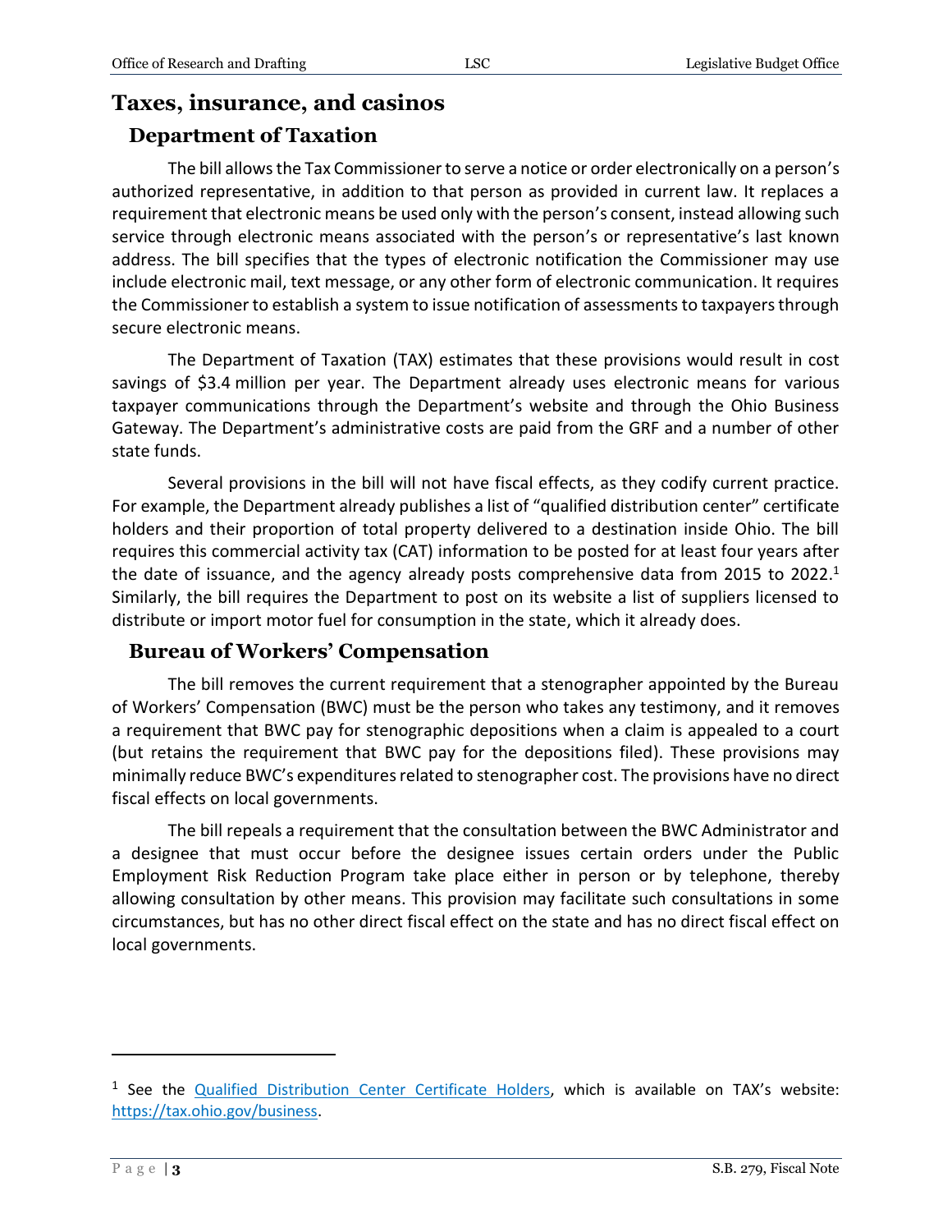# Taxes, insurance, and casinos

## Department of Taxation

The bill allows the Tax Commissioner to serve a notice or order electronically on a person's authorized representative, in addition to that person as provided in current law. It replaces a requirement that electronic means be used only with the person's consent, instead allowing such service through electronic means associated with the person's or representative's last known address. The bill specifies that the types of electronic notification the Commissioner may use include electronic mail, text message, or any other form of electronic communication. It requires the Commissioner to establish a system to issue notification of assessments to taxpayers through secure electronic means.

The Department of Taxation (TAX) estimates that these provisions would result in cost savings of $3.4 million per year. The Department already uses electronic means for various taxpayer communications through the Department's website and through the Ohio Business Gateway. The Department's administrative costs are paid from the GRF and a number of other state funds.

Several provisions in the bill will not have fiscal effects, as they codify current practice. For example, the Department already publishes a list of "qualified distribution center" certificate holders and their proportion of total property delivered to a destination inside Ohio. The bill requires this commercial activity tax (CAT) information to be posted for at least four years after the date of issuance, and the agency already posts comprehensive data from 2015 to 2022.[1] Similarly, the bill requires the Department to post on its website a list of suppliers licensed to distribute or import motor fuel for consumption in the state, which it already does.

## Bureau of Workers' Compensation

The bill removes the current requirement that a stenographer appointed by the Bureau of Workers' Compensation (BWC) must be the person who takes any testimony, and it removes a requirement that BWC pay for stenographic depositions when a claim is appealed to a court (but retains the requirement that BWC pay for the depositions filed). These provisions may minimally reduce BWC's expenditures related to stenographer cost. The provisions have no direct fiscal effects on local governments.

The bill repeals a requirement that the consultation between the BWC Administrator and a designee that must occur before the designee issues certain orders under the Public Employment Risk Reduction Program take place either in person or by telephone, thereby allowing consultation by other means. This provision may facilitate such consultations in some circumstances, but has no other direct fiscal effect on the state and has no direct fiscal effect on local governments.

---

[1] See the Qualified Distribution Center Certificate Holders, which is available on TAX's website: https://tax.ohio.gov/business.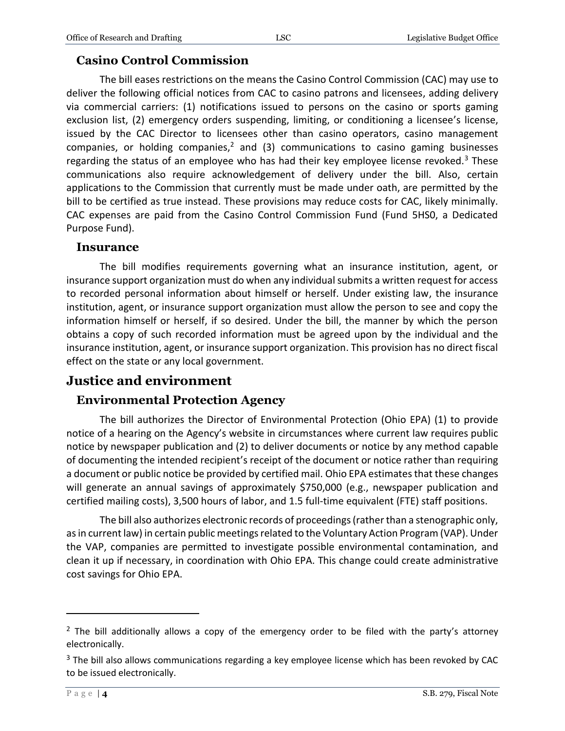### Casino Control Commission

The bill eases restrictions on the means the Casino Control Commission (CAC) may use to deliver the following official notices from CAC to casino patrons and licensees, adding delivery via commercial carriers: (1) notifications issued to persons on the casino or sports gaming exclusion list, (2) emergency orders suspending, limiting, or conditioning a licensee's license, issued by the CAC Director to licensees other than casino operators, casino management companies, or holding companies,[2] and (3) communications to casino gaming businesses regarding the status of an employee who has had their key employee license revoked.[3] These communications also require acknowledgement of delivery under the bill. Also, certain applications to the Commission that currently must be made under oath, are permitted by the bill to be certified as true instead. These provisions may reduce costs for CAC, likely minimally. CAC expenses are paid from the Casino Control Commission Fund (Fund 5HS0, a Dedicated Purpose Fund).

### Insurance

The bill modifies requirements governing what an insurance institution, agent, or insurance support organization must do when any individual submits a written request for access to recorded personal information about himself or herself. Under existing law, the insurance institution, agent, or insurance support organization must allow the person to see and copy the information himself or herself, if so desired. Under the bill, the manner by which the person obtains a copy of such recorded information must be agreed upon by the individual and the insurance institution, agent, or insurance support organization. This provision has no direct fiscal effect on the state or any local government.

## Justice and environment

### Environmental Protection Agency

The bill authorizes the Director of Environmental Protection (Ohio EPA) (1) to provide notice of a hearing on the Agency's website in circumstances where current law requires public notice by newspaper publication and (2) to deliver documents or notice by any method capable of documenting the intended recipient's receipt of the document or notice rather than requiring a document or public notice be provided by certified mail. Ohio EPA estimates that these changes will generate an annual savings of approximately $750,000 (e.g., newspaper publication and certified mailing costs), 3,500 hours of labor, and 1.5 full-time equivalent (FTE) staff positions.

The bill also authorizes electronic records of proceedings (rather than a stenographic only, as in current law) in certain public meetings related to the Voluntary Action Program (VAP). Under the VAP, companies are permitted to investigate possible environmental contamination, and clean it up if necessary, in coordination with Ohio EPA. This change could create administrative cost savings for Ohio EPA.

---

[2] The bill additionally allows a copy of the emergency order to be filed with the party's attorney electronically.

[3] The bill also allows communications regarding a key employee license which has been revoked by CAC to be issued electronically.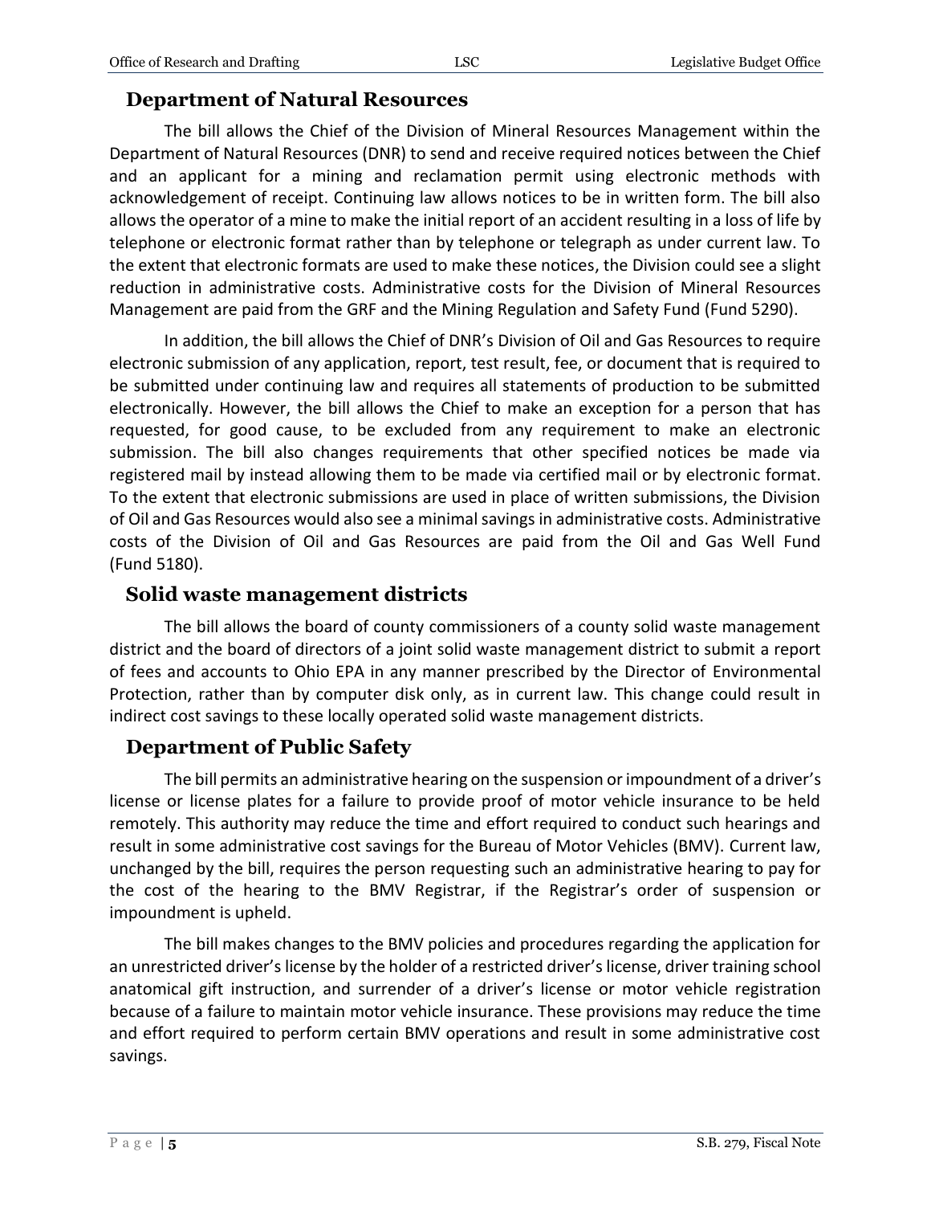## Department of Natural Resources

The bill allows the Chief of the Division of Mineral Resources Management within the Department of Natural Resources (DNR) to send and receive required notices between the Chief and an applicant for a mining and reclamation permit using electronic methods with acknowledgement of receipt. Continuing law allows notices to be in written form. The bill also allows the operator of a mine to make the initial report of an accident resulting in a loss of life by telephone or electronic format rather than by telephone or telegraph as under current law. To the extent that electronic formats are used to make these notices, the Division could see a slight reduction in administrative costs. Administrative costs for the Division of Mineral Resources Management are paid from the GRF and the Mining Regulation and Safety Fund (Fund 5290).

In addition, the bill allows the Chief of DNR's Division of Oil and Gas Resources to require electronic submission of any application, report, test result, fee, or document that is required to be submitted under continuing law and requires all statements of production to be submitted electronically. However, the bill allows the Chief to make an exception for a person that has requested, for good cause, to be excluded from any requirement to make an electronic submission. The bill also changes requirements that other specified notices be made via registered mail by instead allowing them to be made via certified mail or by electronic format. To the extent that electronic submissions are used in place of written submissions, the Division of Oil and Gas Resources would also see a minimal savings in administrative costs. Administrative costs of the Division of Oil and Gas Resources are paid from the Oil and Gas Well Fund (Fund 5180).

## Solid waste management districts

The bill allows the board of county commissioners of a county solid waste management district and the board of directors of a joint solid waste management district to submit a report of fees and accounts to Ohio EPA in any manner prescribed by the Director of Environmental Protection, rather than by computer disk only, as in current law. This change could result in indirect cost savings to these locally operated solid waste management districts.

## Department of Public Safety

The bill permits an administrative hearing on the suspension or impoundment of a driver's license or license plates for a failure to provide proof of motor vehicle insurance to be held remotely. This authority may reduce the time and effort required to conduct such hearings and result in some administrative cost savings for the Bureau of Motor Vehicles (BMV). Current law, unchanged by the bill, requires the person requesting such an administrative hearing to pay for the cost of the hearing to the BMV Registrar, if the Registrar's order of suspension or impoundment is upheld.

The bill makes changes to the BMV policies and procedures regarding the application for an unrestricted driver's license by the holder of a restricted driver's license, driver training school anatomical gift instruction, and surrender of a driver's license or motor vehicle registration because of a failure to maintain motor vehicle insurance. These provisions may reduce the time and effort required to perform certain BMV operations and result in some administrative cost savings.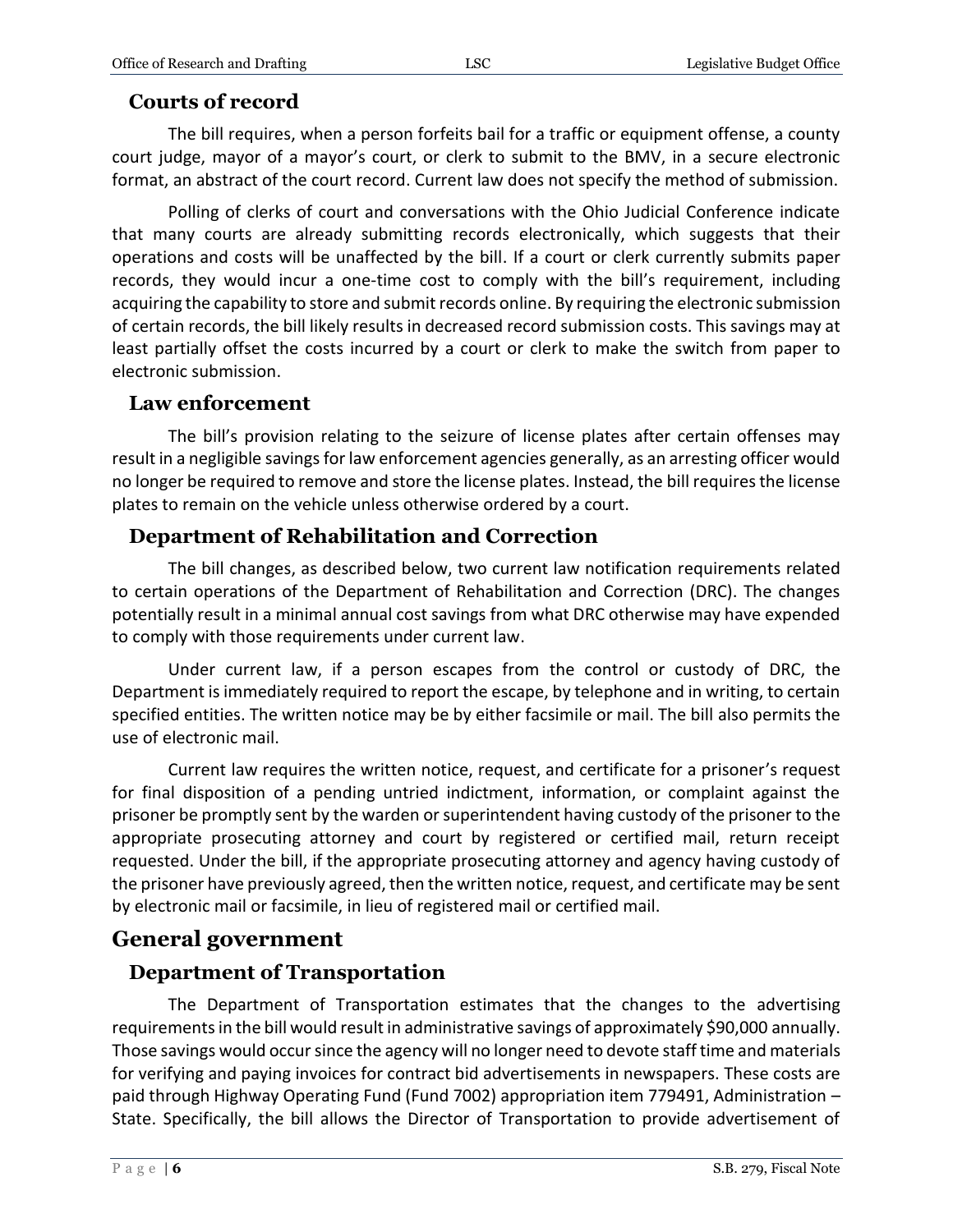### Courts of record

The bill requires, when a person forfeits bail for a traffic or equipment offense, a county court judge, mayor of a mayor's court, or clerk to submit to the BMV, in a secure electronic format, an abstract of the court record. Current law does not specify the method of submission.

Polling of clerks of court and conversations with the Ohio Judicial Conference indicate that many courts are already submitting records electronically, which suggests that their operations and costs will be unaffected by the bill. If a court or clerk currently submits paper records, they would incur a one-time cost to comply with the bill's requirement, including acquiring the capability to store and submit records online. By requiring the electronic submission of certain records, the bill likely results in decreased record submission costs. This savings may at least partially offset the costs incurred by a court or clerk to make the switch from paper to electronic submission.

### Law enforcement

The bill's provision relating to the seizure of license plates after certain offenses may result in a negligible savings for law enforcement agencies generally, as an arresting officer would no longer be required to remove and store the license plates. Instead, the bill requires the license plates to remain on the vehicle unless otherwise ordered by a court.

### Department of Rehabilitation and Correction

The bill changes, as described below, two current law notification requirements related to certain operations of the Department of Rehabilitation and Correction (DRC). The changes potentially result in a minimal annual cost savings from what DRC otherwise may have expended to comply with those requirements under current law.

Under current law, if a person escapes from the control or custody of DRC, the Department is immediately required to report the escape, by telephone and in writing, to certain specified entities. The written notice may be by either facsimile or mail. The bill also permits the use of electronic mail.

Current law requires the written notice, request, and certificate for a prisoner's request for final disposition of a pending untried indictment, information, or complaint against the prisoner be promptly sent by the warden or superintendent having custody of the prisoner to the appropriate prosecuting attorney and court by registered or certified mail, return receipt requested. Under the bill, if the appropriate prosecuting attorney and agency having custody of the prisoner have previously agreed, then the written notice, request, and certificate may be sent by electronic mail or facsimile, in lieu of registered mail or certified mail.

## General government

### Department of Transportation

The Department of Transportation estimates that the changes to the advertising requirements in the bill would result in administrative savings of approximately $90,000 annually. Those savings would occur since the agency will no longer need to devote staff time and materials for verifying and paying invoices for contract bid advertisements in newspapers. These costs are paid through Highway Operating Fund (Fund 7002) appropriation item 779491, Administration – State. Specifically, the bill allows the Director of Transportation to provide advertisement of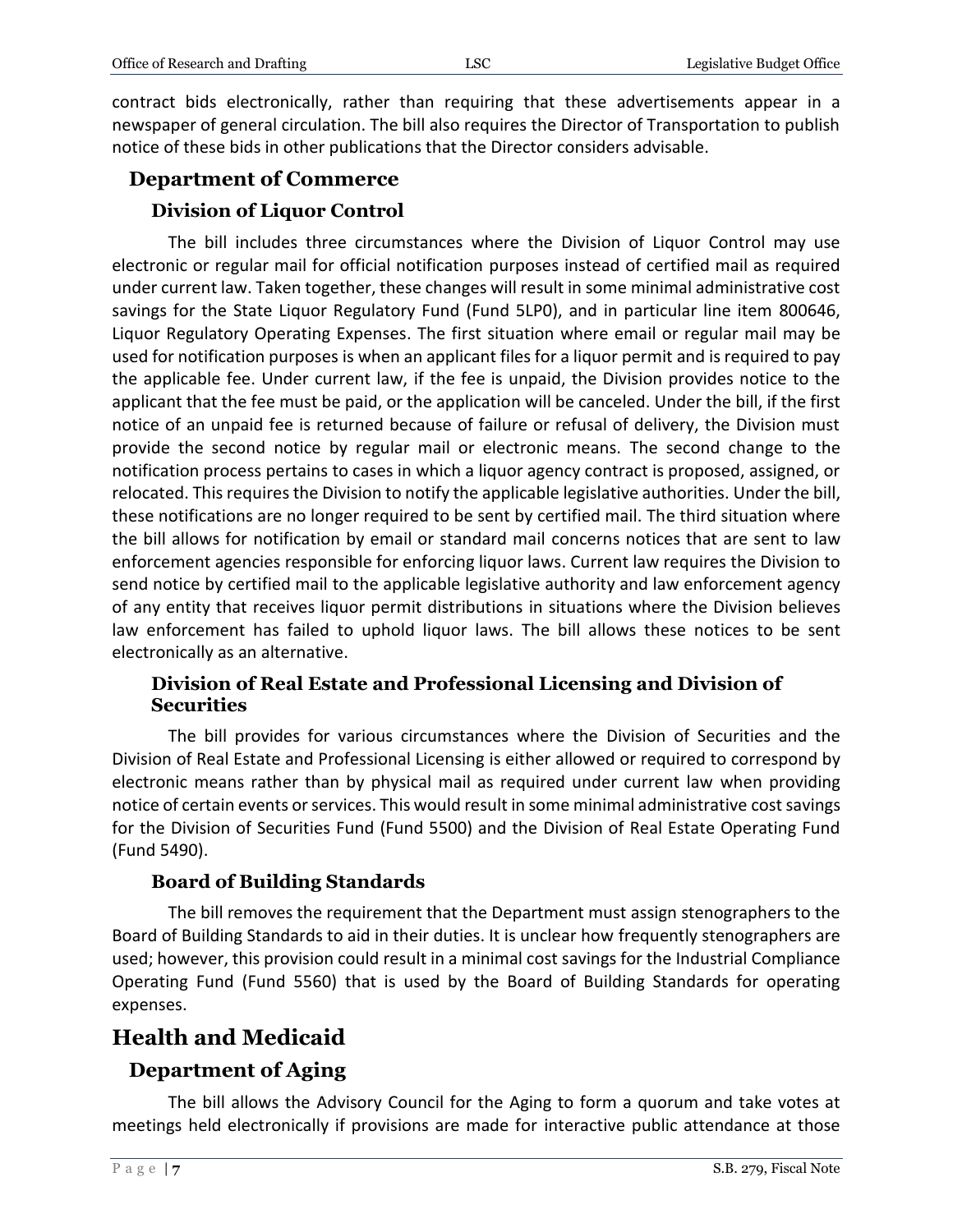contract bids electronically, rather than requiring that these advertisements appear in a newspaper of general circulation. The bill also requires the Director of Transportation to publish notice of these bids in other publications that the Director considers advisable.

## Department of Commerce

### Division of Liquor Control

The bill includes three circumstances where the Division of Liquor Control may use electronic or regular mail for official notification purposes instead of certified mail as required under current law. Taken together, these changes will result in some minimal administrative cost savings for the State Liquor Regulatory Fund (Fund 5LP0), and in particular line item 800646, Liquor Regulatory Operating Expenses. The first situation where email or regular mail may be used for notification purposes is when an applicant files for a liquor permit and is required to pay the applicable fee. Under current law, if the fee is unpaid, the Division provides notice to the applicant that the fee must be paid, or the application will be canceled. Under the bill, if the first notice of an unpaid fee is returned because of failure or refusal of delivery, the Division must provide the second notice by regular mail or electronic means. The second change to the notification process pertains to cases in which a liquor agency contract is proposed, assigned, or relocated. This requires the Division to notify the applicable legislative authorities. Under the bill, these notifications are no longer required to be sent by certified mail. The third situation where the bill allows for notification by email or standard mail concerns notices that are sent to law enforcement agencies responsible for enforcing liquor laws. Current law requires the Division to send notice by certified mail to the applicable legislative authority and law enforcement agency of any entity that receives liquor permit distributions in situations where the Division believes law enforcement has failed to uphold liquor laws. The bill allows these notices to be sent electronically as an alternative.

### Division of Real Estate and Professional Licensing and Division of Securities

The bill provides for various circumstances where the Division of Securities and the Division of Real Estate and Professional Licensing is either allowed or required to correspond by electronic means rather than by physical mail as required under current law when providing notice of certain events or services. This would result in some minimal administrative cost savings for the Division of Securities Fund (Fund 5500) and the Division of Real Estate Operating Fund (Fund 5490).

### Board of Building Standards

The bill removes the requirement that the Department must assign stenographers to the Board of Building Standards to aid in their duties. It is unclear how frequently stenographers are used; however, this provision could result in a minimal cost savings for the Industrial Compliance Operating Fund (Fund 5560) that is used by the Board of Building Standards for operating expenses.

# Health and Medicaid

## Department of Aging

The bill allows the Advisory Council for the Aging to form a quorum and take votes at meetings held electronically if provisions are made for interactive public attendance at those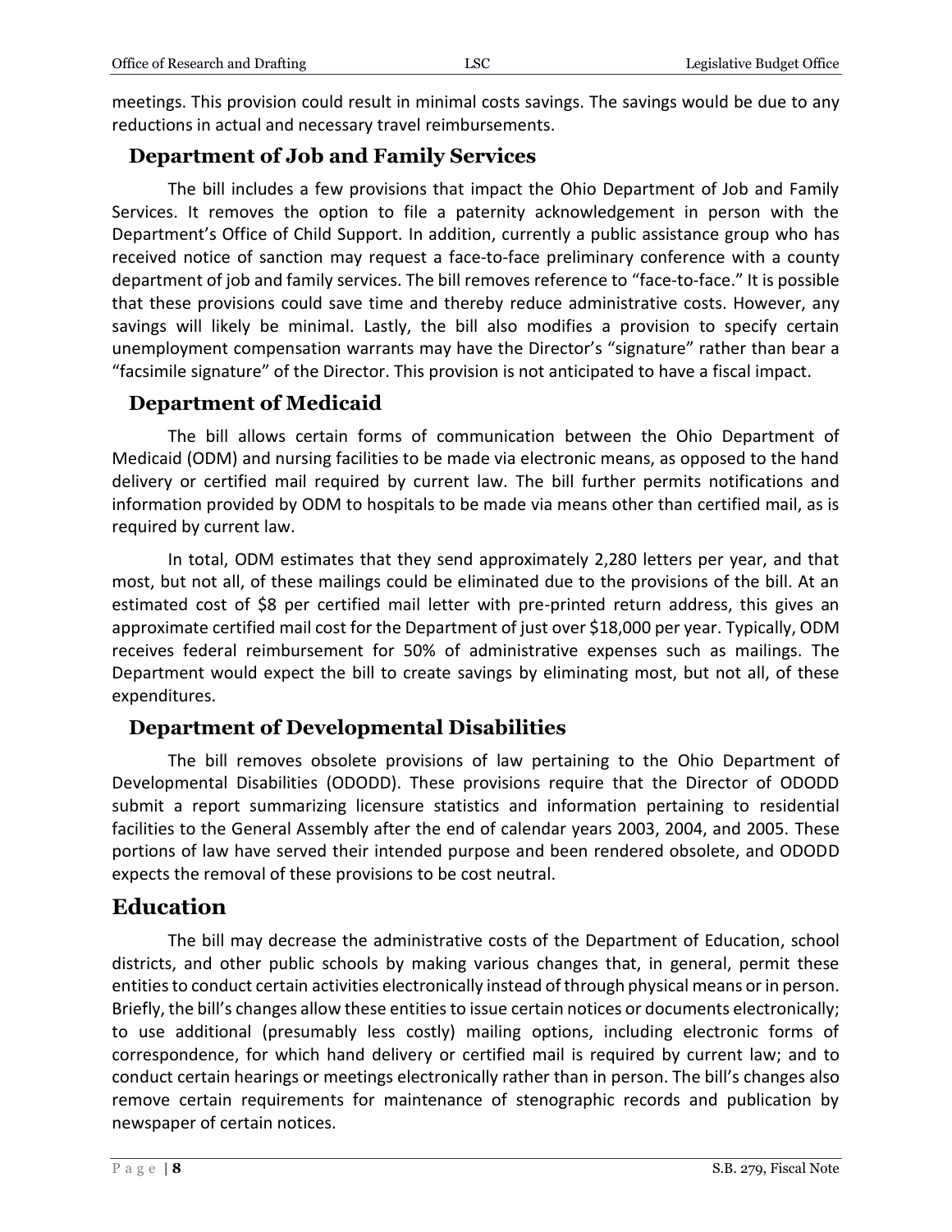meetings. This provision could result in minimal costs savings. The savings would be due to any reductions in actual and necessary travel reimbursements.

### Department of Job and Family Services

The bill includes a few provisions that impact the Ohio Department of Job and Family Services. It removes the option to file a paternity acknowledgement in person with the Department's Office of Child Support. In addition, currently a public assistance group who has received notice of sanction may request a face-to-face preliminary conference with a county department of job and family services. The bill removes reference to "face-to-face." It is possible that these provisions could save time and thereby reduce administrative costs. However, any savings will likely be minimal. Lastly, the bill also modifies a provision to specify certain unemployment compensation warrants may have the Director's "signature" rather than bear a "facsimile signature" of the Director. This provision is not anticipated to have a fiscal impact.

### Department of Medicaid

The bill allows certain forms of communication between the Ohio Department of Medicaid (ODM) and nursing facilities to be made via electronic means, as opposed to the hand delivery or certified mail required by current law. The bill further permits notifications and information provided by ODM to hospitals to be made via means other than certified mail, as is required by current law.

In total, ODM estimates that they send approximately 2,280 letters per year, and that most, but not all, of these mailings could be eliminated due to the provisions of the bill. At an estimated cost of $8 per certified mail letter with pre-printed return address, this gives an approximate certified mail cost for the Department of just over $18,000 per year. Typically, ODM receives federal reimbursement for 50% of administrative expenses such as mailings. The Department would expect the bill to create savings by eliminating most, but not all, of these expenditures.

### Department of Developmental Disabilities

The bill removes obsolete provisions of law pertaining to the Ohio Department of Developmental Disabilities (ODODD). These provisions require that the Director of ODODD submit a report summarizing licensure statistics and information pertaining to residential facilities to the General Assembly after the end of calendar years 2003, 2004, and 2005. These portions of law have served their intended purpose and been rendered obsolete, and ODODD expects the removal of these provisions to be cost neutral.

## Education

The bill may decrease the administrative costs of the Department of Education, school districts, and other public schools by making various changes that, in general, permit these entities to conduct certain activities electronically instead of through physical means or in person. Briefly, the bill's changes allow these entities to issue certain notices or documents electronically; to use additional (presumably less costly) mailing options, including electronic forms of correspondence, for which hand delivery or certified mail is required by current law; and to conduct certain hearings or meetings electronically rather than in person. The bill's changes also remove certain requirements for maintenance of stenographic records and publication by newspaper of certain notices.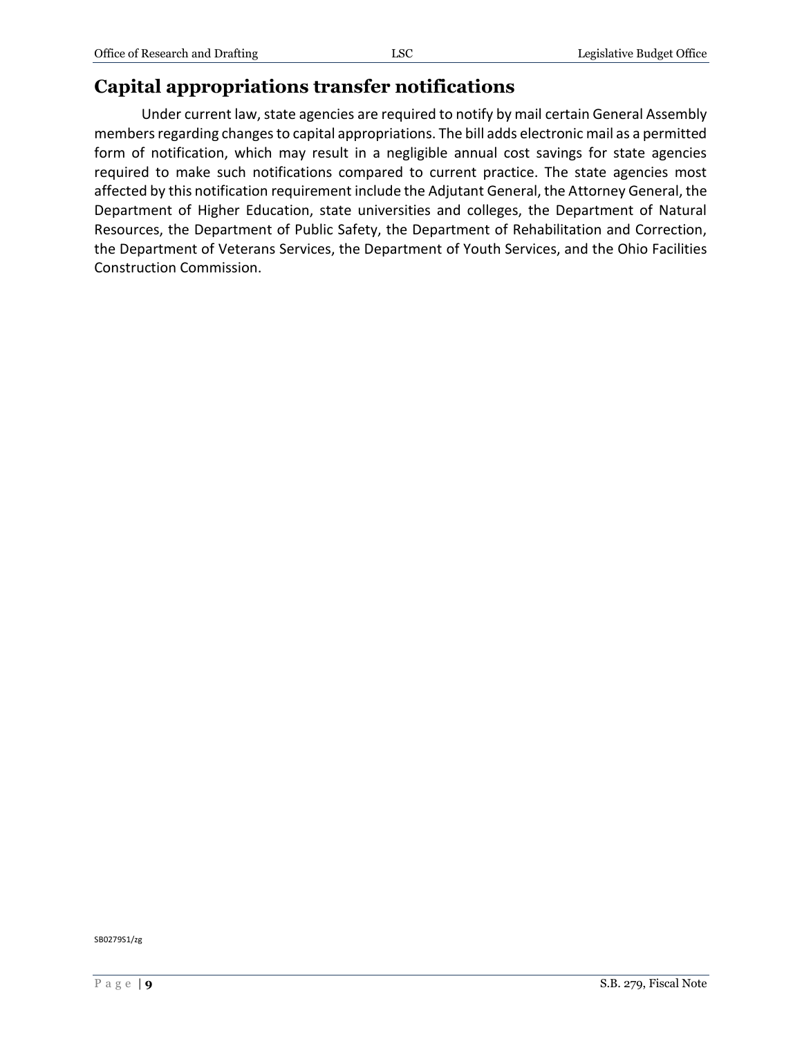## Capital appropriations transfer notifications

Under current law, state agencies are required to notify by mail certain General Assembly members regarding changes to capital appropriations. The bill adds electronic mail as a permitted form of notification, which may result in a negligible annual cost savings for state agencies required to make such notifications compared to current practice. The state agencies most affected by this notification requirement include the Adjutant General, the Attorney General, the Department of Higher Education, state universities and colleges, the Department of Natural Resources, the Department of Public Safety, the Department of Rehabilitation and Correction, the Department of Veterans Services, the Department of Youth Services, and the Ohio Facilities Construction Commission.

SB0279S1/zg